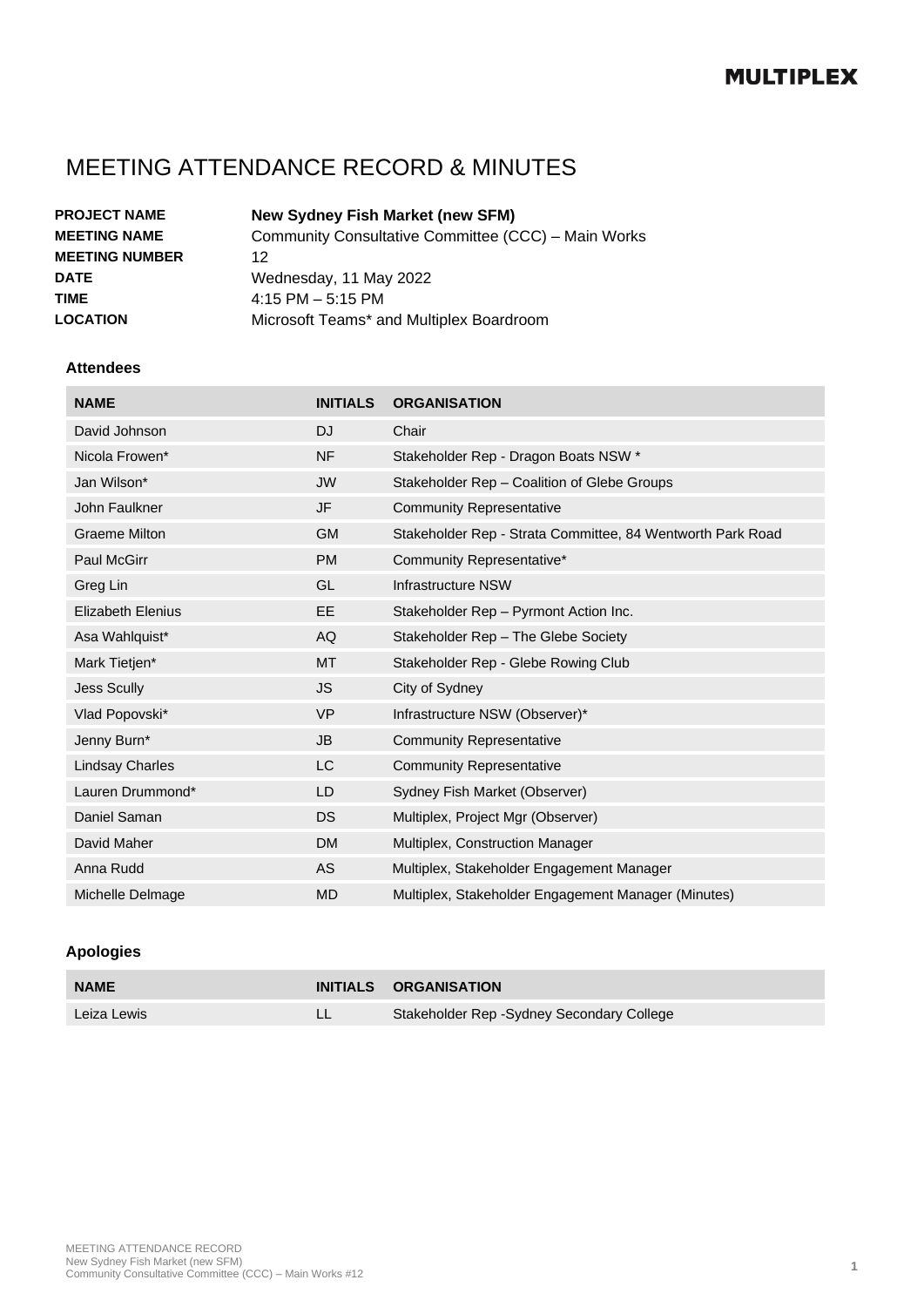MULTIPLEX

# MEETING ATTENDANCE RECORD & MINUTES

| | |
|---|---|
| **PROJECT NAME** | **New Sydney Fish Market (new SFM)** |
| **MEETING NAME** | Community Consultative Committee (CCC) – Main Works |
| **MEETING NUMBER** | 12 |
| **DATE** | Wednesday, 11 May 2022 |
| **TIME** | 4:15 PM – 5:15 PM |
| **LOCATION** | Microsoft Teams* and Multiplex Boardroom |

### Attendees

| NAME | INITIALS | ORGANISATION |
|---|---|---|
| David Johnson | DJ | Chair |
| Nicola Frowen* | NF | Stakeholder Rep - Dragon Boats NSW * |
| Jan Wilson* | JW | Stakeholder Rep – Coalition of Glebe Groups |
| John Faulkner | JF | Community Representative |
| Graeme Milton | GM | Stakeholder Rep - Strata Committee, 84 Wentworth Park Road |
| Paul McGirr | PM | Community Representative* |
| Greg Lin | GL | Infrastructure NSW |
| Elizabeth Elenius | EE | Stakeholder Rep – Pyrmont Action Inc. |
| Asa Wahlquist* | AQ | Stakeholder Rep – The Glebe Society |
| Mark Tietjen* | MT | Stakeholder Rep - Glebe Rowing Club |
| Jess Scully | JS | City of Sydney |
| Vlad Popovski* | VP | Infrastructure NSW (Observer)* |
| Jenny Burn* | JB | Community Representative |
| Lindsay Charles | LC | Community Representative |
| Lauren Drummond* | LD | Sydney Fish Market (Observer) |
| Daniel Saman | DS | Multiplex, Project Mgr (Observer) |
| David Maher | DM | Multiplex, Construction Manager |
| Anna Rudd | AS | Multiplex, Stakeholder Engagement Manager |
| Michelle Delmage | MD | Multiplex, Stakeholder Engagement Manager (Minutes) |

### Apologies

| NAME | INITIALS | ORGANISATION |
|---|---|---|
| Leiza Lewis | LL | Stakeholder Rep -Sydney Secondary College |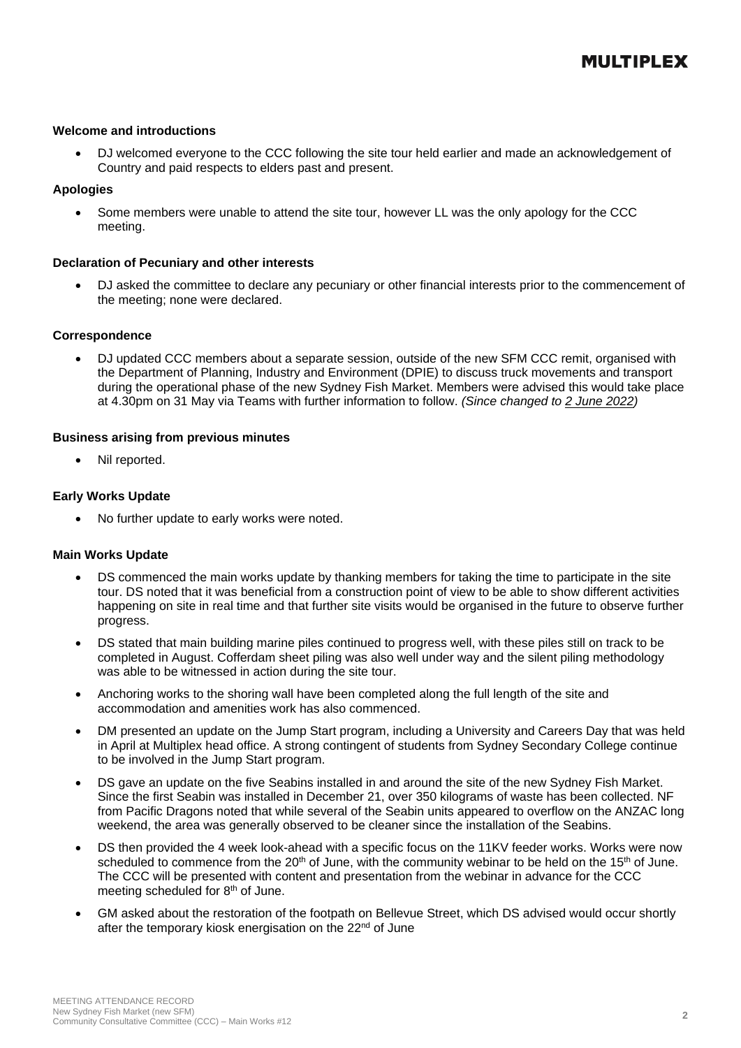**Welcome and introductions**

- DJ welcomed everyone to the CCC following the site tour held earlier and made an acknowledgement of Country and paid respects to elders past and present.

**Apologies**

- Some members were unable to attend the site tour, however LL was the only apology for the CCC meeting.

**Declaration of Pecuniary and other interests**

- DJ asked the committee to declare any pecuniary or other financial interests prior to the commencement of the meeting; none were declared.

**Correspondence**

- DJ updated CCC members about a separate session, outside of the new SFM CCC remit, organised with the Department of Planning, Industry and Environment (DPIE) to discuss truck movements and transport during the operational phase of the new Sydney Fish Market. Members were advised this would take place at 4.30pm on 31 May via Teams with further information to follow. *(Since changed to 2 June 2022)*

**Business arising from previous minutes**

- Nil reported.

**Early Works Update**

- No further update to early works were noted.

**Main Works Update**

- DS commenced the main works update by thanking members for taking the time to participate in the site tour. DS noted that it was beneficial from a construction point of view to be able to show different activities happening on site in real time and that further site visits would be organised in the future to observe further progress.
- DS stated that main building marine piles continued to progress well, with these piles still on track to be completed in August. Cofferdam sheet piling was also well under way and the silent piling methodology was able to be witnessed in action during the site tour.
- Anchoring works to the shoring wall have been completed along the full length of the site and accommodation and amenities work has also commenced.
- DM presented an update on the Jump Start program, including a University and Careers Day that was held in April at Multiplex head office. A strong contingent of students from Sydney Secondary College continue to be involved in the Jump Start program.
- DS gave an update on the five Seabins installed in and around the site of the new Sydney Fish Market. Since the first Seabin was installed in December 21, over 350 kilograms of waste has been collected. NF from Pacific Dragons noted that while several of the Seabin units appeared to overflow on the ANZAC long weekend, the area was generally observed to be cleaner since the installation of the Seabins.
- DS then provided the 4 week look-ahead with a specific focus on the 11KV feeder works. Works were now scheduled to commence from the 20th of June, with the community webinar to be held on the 15th of June. The CCC will be presented with content and presentation from the webinar in advance for the CCC meeting scheduled for 8th of June.
- GM asked about the restoration of the footpath on Bellevue Street, which DS advised would occur shortly after the temporary kiosk energisation on the 22nd of June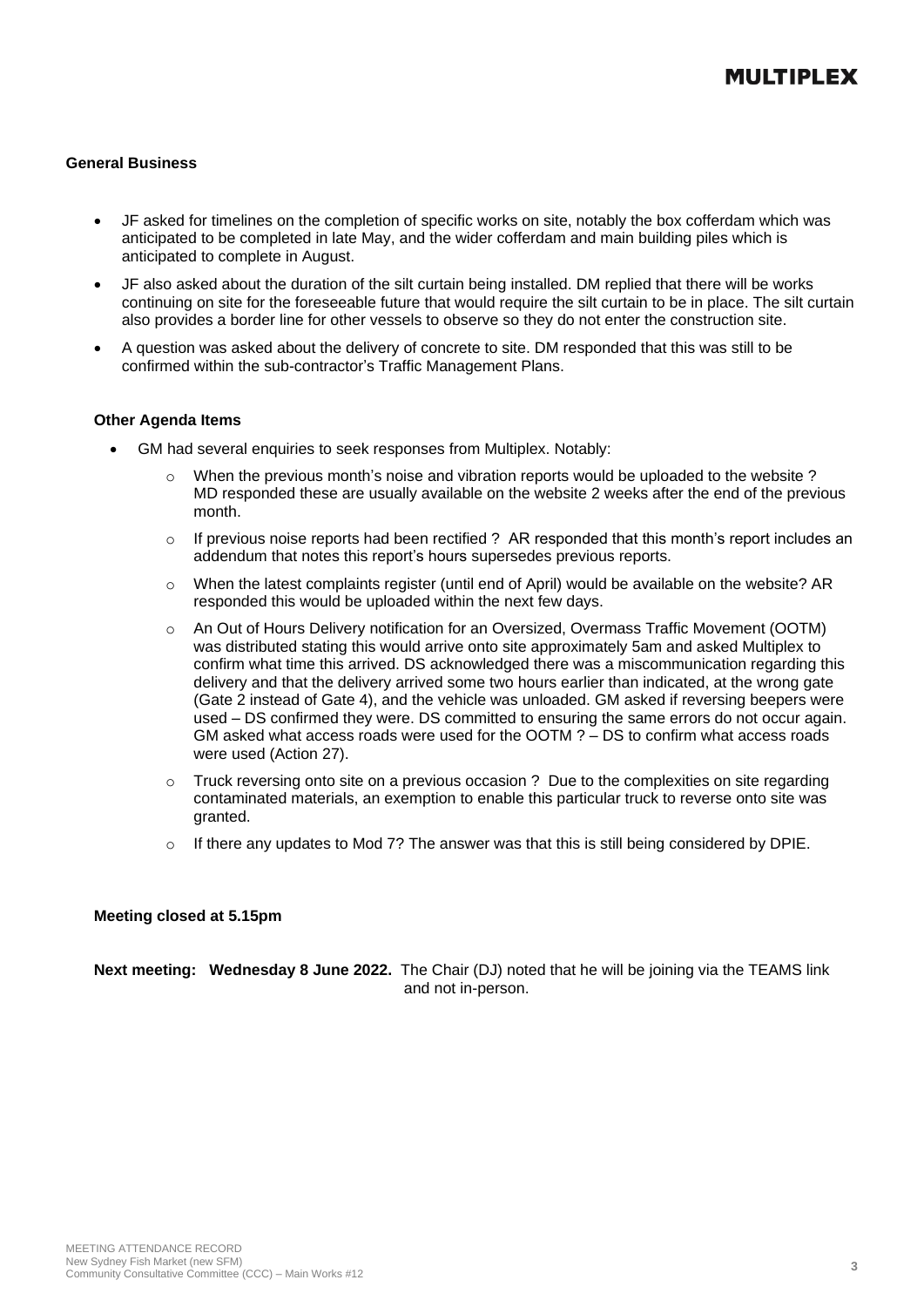**General Business**

- JF asked for timelines on the completion of specific works on site, notably the box cofferdam which was anticipated to be completed in late May, and the wider cofferdam and main building piles which is anticipated to complete in August.
- JF also asked about the duration of the silt curtain being installed. DM replied that there will be works continuing on site for the foreseeable future that would require the silt curtain to be in place. The silt curtain also provides a border line for other vessels to observe so they do not enter the construction site.
- A question was asked about the delivery of concrete to site. DM responded that this was still to be confirmed within the sub-contractor's Traffic Management Plans.

**Other Agenda Items**

- GM had several enquiries to seek responses from Multiplex. Notably:
  - When the previous month's noise and vibration reports would be uploaded to the website ? MD responded these are usually available on the website 2 weeks after the end of the previous month.
  - If previous noise reports had been rectified ? AR responded that this month's report includes an addendum that notes this report's hours supersedes previous reports.
  - When the latest complaints register (until end of April) would be available on the website? AR responded this would be uploaded within the next few days.
  - An Out of Hours Delivery notification for an Oversized, Overmass Traffic Movement (OOTM) was distributed stating this would arrive onto site approximately 5am and asked Multiplex to confirm what time this arrived. DS acknowledged there was a miscommunication regarding this delivery and that the delivery arrived some two hours earlier than indicated, at the wrong gate (Gate 2 instead of Gate 4), and the vehicle was unloaded. GM asked if reversing beepers were used – DS confirmed they were. DS committed to ensuring the same errors do not occur again. GM asked what access roads were used for the OOTM ? – DS to confirm what access roads were used (Action 27).
  - Truck reversing onto site on a previous occasion ? Due to the complexities on site regarding contaminated materials, an exemption to enable this particular truck to reverse onto site was granted.
  - If there any updates to Mod 7? The answer was that this is still being considered by DPIE.

**Meeting closed at 5.15pm**

**Next meeting: Wednesday 8 June 2022.** The Chair (DJ) noted that he will be joining via the TEAMS link and not in-person.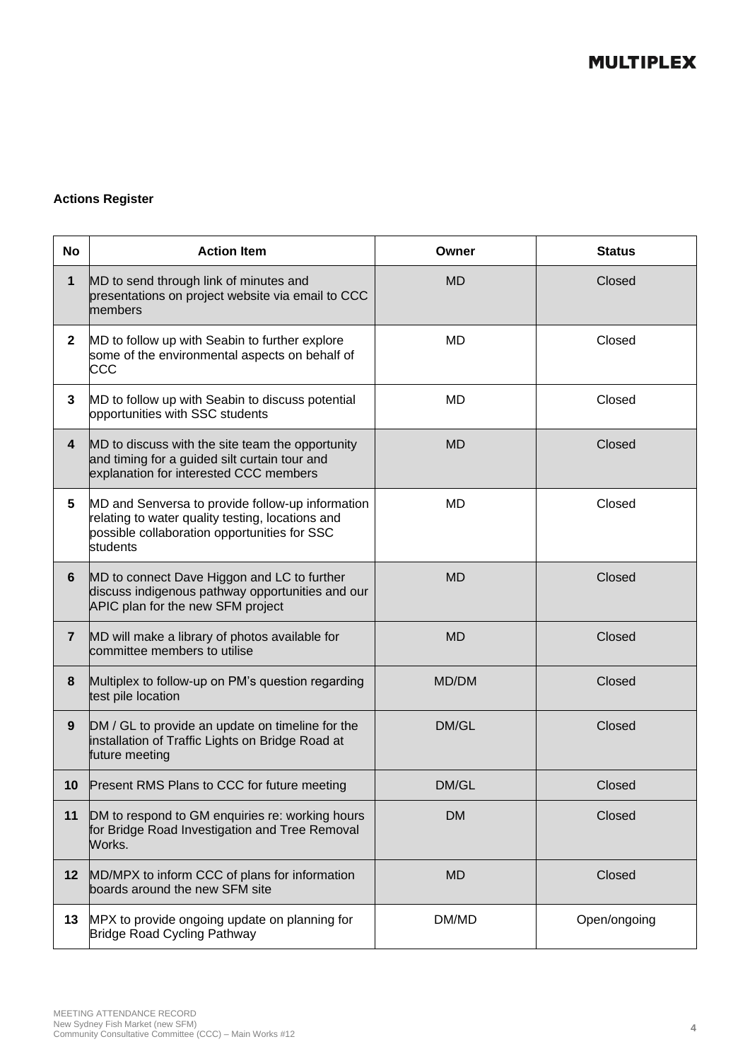**Actions Register**

| No | Action Item | Owner | Status |
|---|---|---|---|
| 1 | MD to send through link of minutes and presentations on project website via email to CCC members | MD | Closed |
| 2 | MD to follow up with Seabin to further explore some of the environmental aspects on behalf of CCC | MD | Closed |
| 3 | MD to follow up with Seabin to discuss potential opportunities with SSC students | MD | Closed |
| 4 | MD to discuss with the site team the opportunity and timing for a guided silt curtain tour and explanation for interested CCC members | MD | Closed |
| 5 | MD and Senversa to provide follow-up information relating to water quality testing, locations and possible collaboration opportunities for SSC students | MD | Closed |
| 6 | MD to connect Dave Higgon and LC to further discuss indigenous pathway opportunities and our APIC plan for the new SFM project | MD | Closed |
| 7 | MD will make a library of photos available for committee members to utilise | MD | Closed |
| 8 | Multiplex to follow-up on PM's question regarding test pile location | MD/DM | Closed |
| 9 | DM / GL to provide an update on timeline for the installation of Traffic Lights on Bridge Road at future meeting | DM/GL | Closed |
| 10 | Present RMS Plans to CCC for future meeting | DM/GL | Closed |
| 11 | DM to respond to GM enquiries re: working hours for Bridge Road Investigation and Tree Removal Works. | DM | Closed |
| 12 | MD/MPX to inform CCC of plans for information boards around the new SFM site | MD | Closed |
| 13 | MPX to provide ongoing update on planning for Bridge Road Cycling Pathway | DM/MD | Open/ongoing |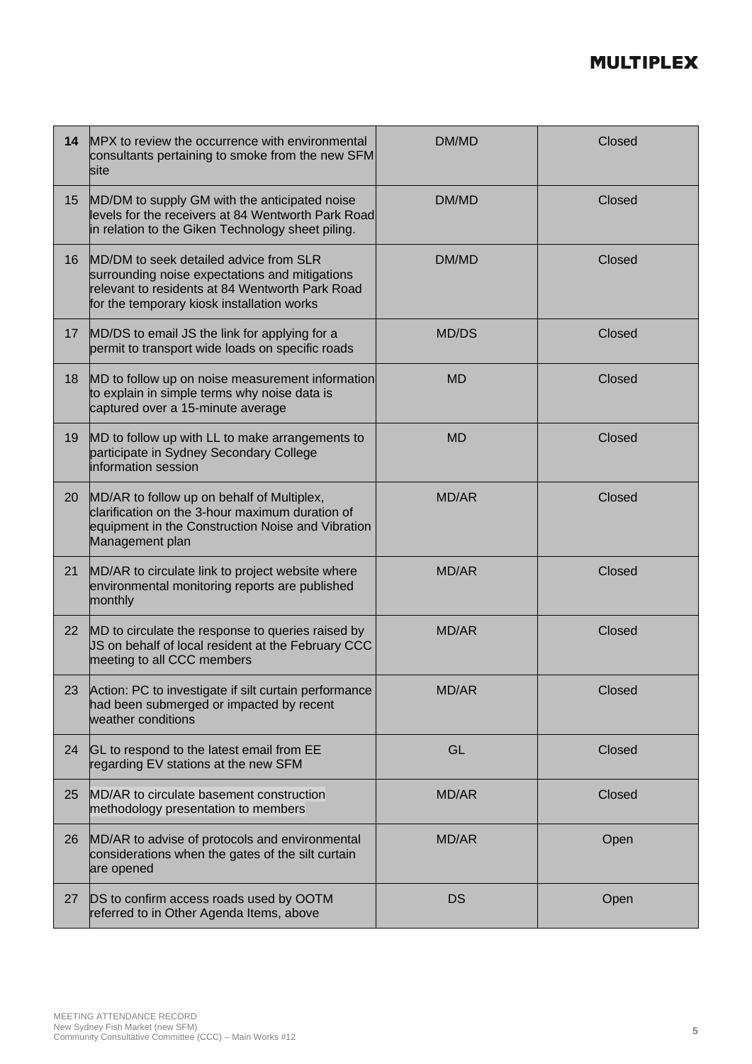| | | | |
|---|---|---|---|
| **14** | MPX to review the occurrence with environmental consultants pertaining to smoke from the new SFM site | DM/MD | Closed |
| 15 | MD/DM to supply GM with the anticipated noise levels for the receivers at 84 Wentworth Park Road in relation to the Giken Technology sheet piling. | DM/MD | Closed |
| 16 | MD/DM to seek detailed advice from SLR surrounding noise expectations and mitigations relevant to residents at 84 Wentworth Park Road for the temporary kiosk installation works | DM/MD | Closed |
| 17 | MD/DS to email JS the link for applying for a permit to transport wide loads on specific roads | MD/DS | Closed |
| 18 | MD to follow up on noise measurement information to explain in simple terms why noise data is captured over a 15-minute average | MD | Closed |
| 19 | MD to follow up with LL to make arrangements to participate in Sydney Secondary College information session | MD | Closed |
| 20 | MD/AR to follow up on behalf of Multiplex, clarification on the 3-hour maximum duration of equipment in the Construction Noise and Vibration Management plan | MD/AR | Closed |
| 21 | MD/AR to circulate link to project website where environmental monitoring reports are published monthly | MD/AR | Closed |
| 22 | MD to circulate the response to queries raised by JS on behalf of local resident at the February CCC meeting to all CCC members | MD/AR | Closed |
| 23 | Action: PC to investigate if silt curtain performance had been submerged or impacted by recent weather conditions | MD/AR | Closed |
| 24 | GL to respond to the latest email from EE regarding EV stations at the new SFM | GL | Closed |
| 25 | MD/AR to circulate basement construction methodology presentation to members | MD/AR | Closed |
| 26 | MD/AR to advise of protocols and environmental considerations when the gates of the silt curtain are opened | MD/AR | Open |
| 27 | DS to confirm access roads used by OOTM referred to in Other Agenda Items, above | DS | Open |